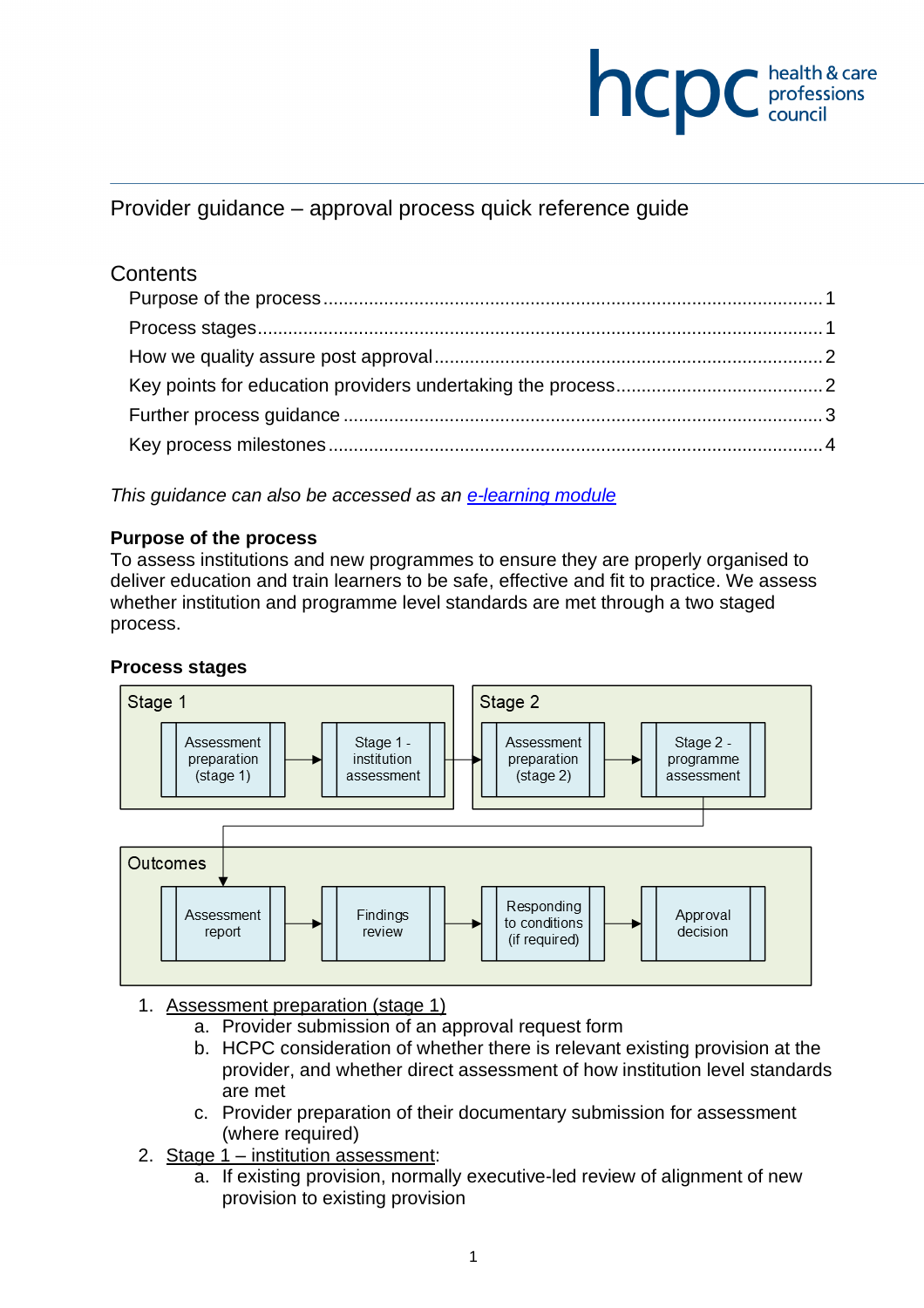# Provider guidance – approval process quick reference guide

## Contents

- Purpose of the process ........ 1
- Process stages ........ 1
- How we quality assure post approval ........ 2
- Key points for education providers undertaking the process ........ 2
- Further process guidance ........ 3
- Key process milestones ........ 4

*This guidance can also be accessed as an [e-learning module]()*

**Purpose of the process**

To assess institutions and new programmes to ensure they are properly organised to deliver education and train learners to be safe, effective and fit to practice. We assess whether institution and programme level standards are met through a two staged process.

**Process stages**

Stage 1: Assessment preparation (stage 1) → Stage 1 - institution assessment → Stage 2: Assessment preparation (stage 2) → Stage 2 - programme assessment

Outcomes: Assessment report → Findings review → Responding to conditions (if required) → Approval decision

1. Assessment preparation (stage 1)
   a. Provider submission of an approval request form
   b. HCPC consideration of whether there is relevant existing provision at the provider, and whether direct assessment of how institution level standards are met
   c. Provider preparation of their documentary submission for assessment (where required)
2. Stage 1 – institution assessment:
   a. If existing provision, normally executive-led review of alignment of new provision to existing provision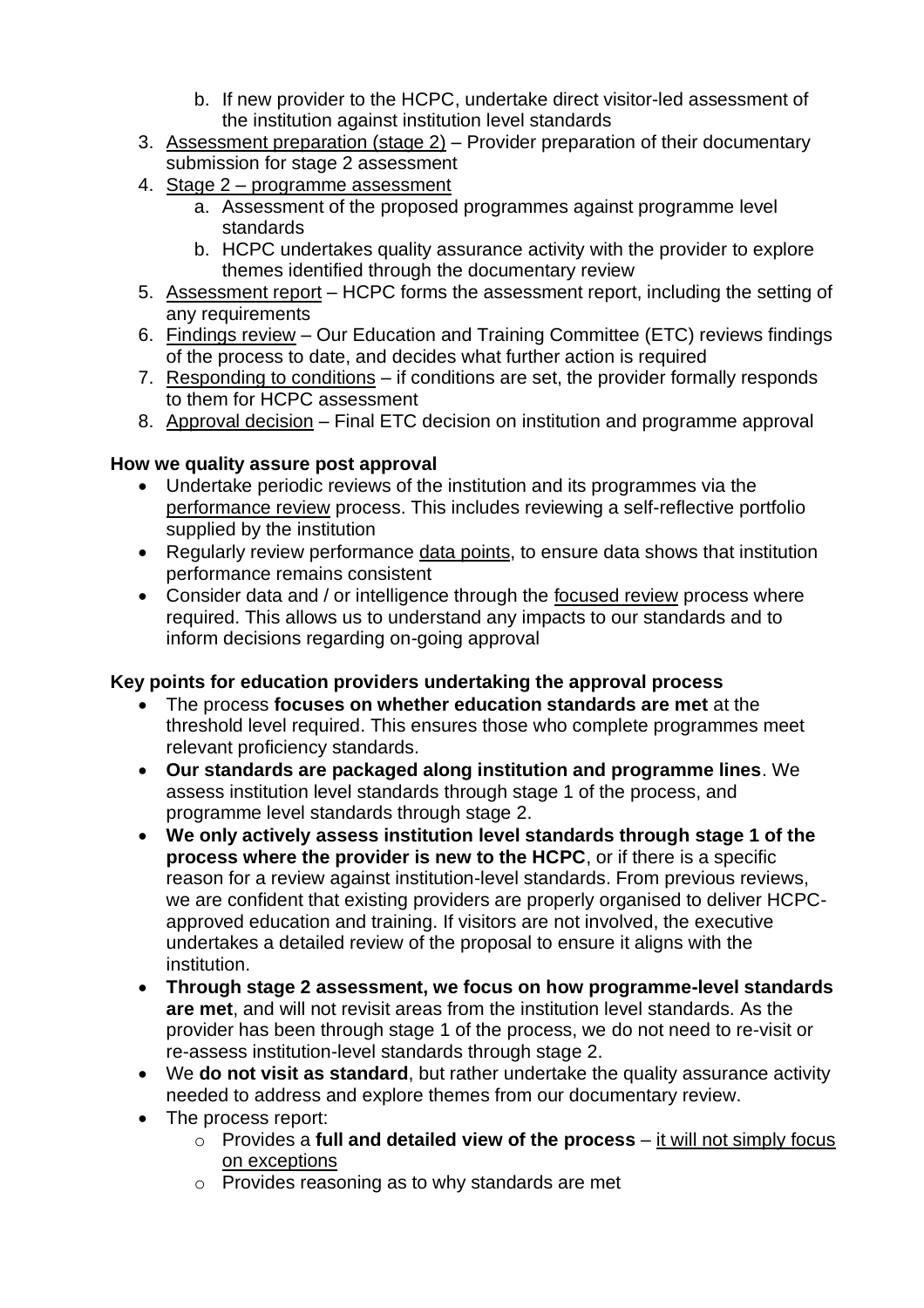b. If new provider to the HCPC, undertake direct visitor-led assessment of the institution against institution level standards
3. Assessment preparation (stage 2) – Provider preparation of their documentary submission for stage 2 assessment
4. Stage 2 – programme assessment
   a. Assessment of the proposed programmes against programme level standards
   b. HCPC undertakes quality assurance activity with the provider to explore themes identified through the documentary review
5. Assessment report – HCPC forms the assessment report, including the setting of any requirements
6. Findings review – Our Education and Training Committee (ETC) reviews findings of the process to date, and decides what further action is required
7. Responding to conditions – if conditions are set, the provider formally responds to them for HCPC assessment
8. Approval decision – Final ETC decision on institution and programme approval

**How we quality assure post approval**

- Undertake periodic reviews of the institution and its programmes via the performance review process. This includes reviewing a self-reflective portfolio supplied by the institution
- Regularly review performance data points, to ensure data shows that institution performance remains consistent
- Consider data and / or intelligence through the focused review process where required. This allows us to understand any impacts to our standards and to inform decisions regarding on-going approval

**Key points for education providers undertaking the approval process**

- The process **focuses on whether education standards are met** at the threshold level required. This ensures those who complete programmes meet relevant proficiency standards.
- **Our standards are packaged along institution and programme lines**. We assess institution level standards through stage 1 of the process, and programme level standards through stage 2.
- **We only actively assess institution level standards through stage 1 of the process where the provider is new to the HCPC**, or if there is a specific reason for a review against institution-level standards. From previous reviews, we are confident that existing providers are properly organised to deliver HCPC-approved education and training. If visitors are not involved, the executive undertakes a detailed review of the proposal to ensure it aligns with the institution.
- **Through stage 2 assessment, we focus on how programme-level standards are met**, and will not revisit areas from the institution level standards. As the provider has been through stage 1 of the process, we do not need to re-visit or re-assess institution-level standards through stage 2.
- We **do not visit as standard**, but rather undertake the quality assurance activity needed to address and explore themes from our documentary review.
- The process report:
  - Provides a **full and detailed view of the process** – it will not simply focus on exceptions
  - Provides reasoning as to why standards are met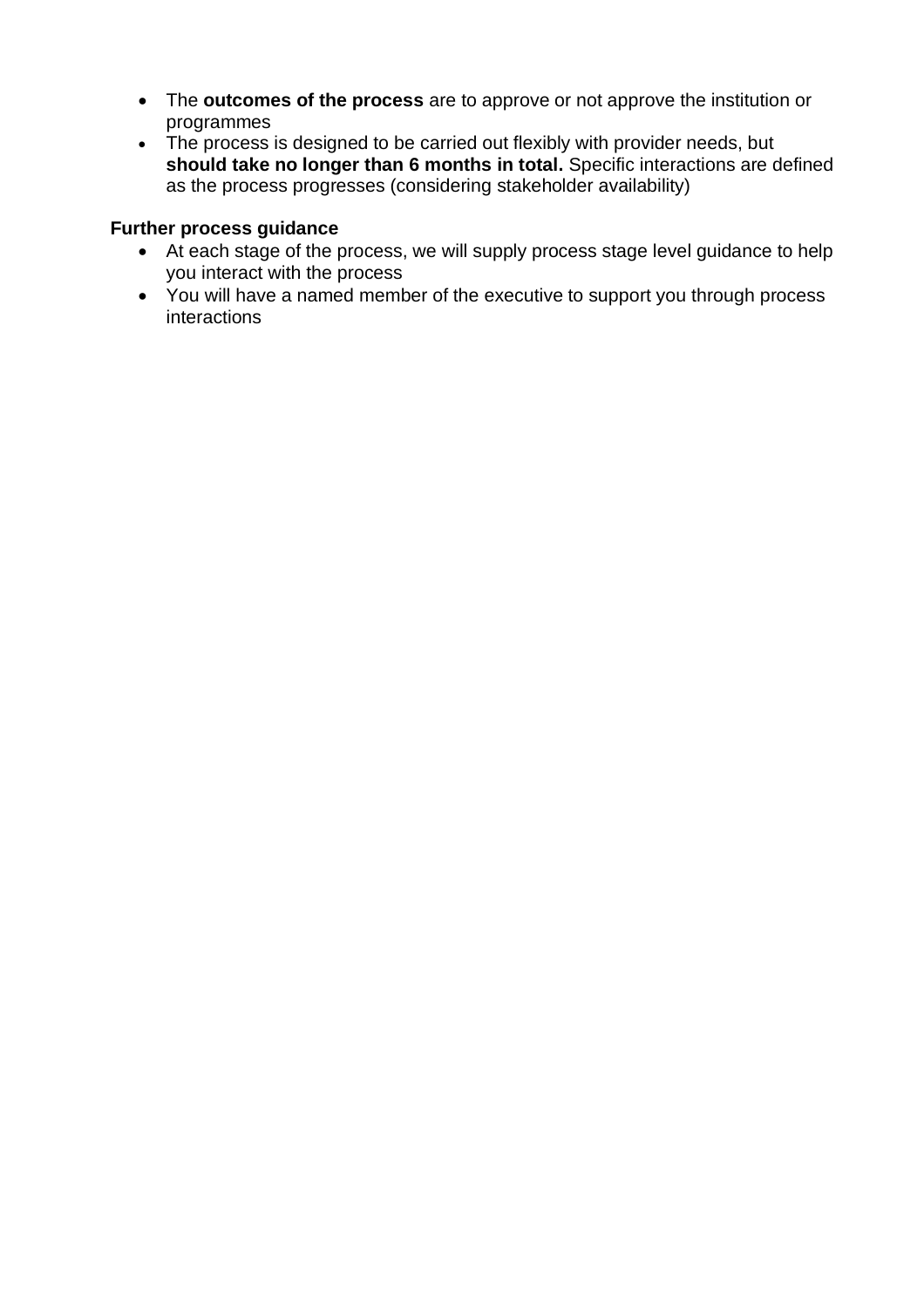- The **outcomes of the process** are to approve or not approve the institution or programmes
- The process is designed to be carried out flexibly with provider needs, but **should take no longer than 6 months in total.** Specific interactions are defined as the process progresses (considering stakeholder availability)

**Further process guidance**

- At each stage of the process, we will supply process stage level guidance to help you interact with the process
- You will have a named member of the executive to support you through process interactions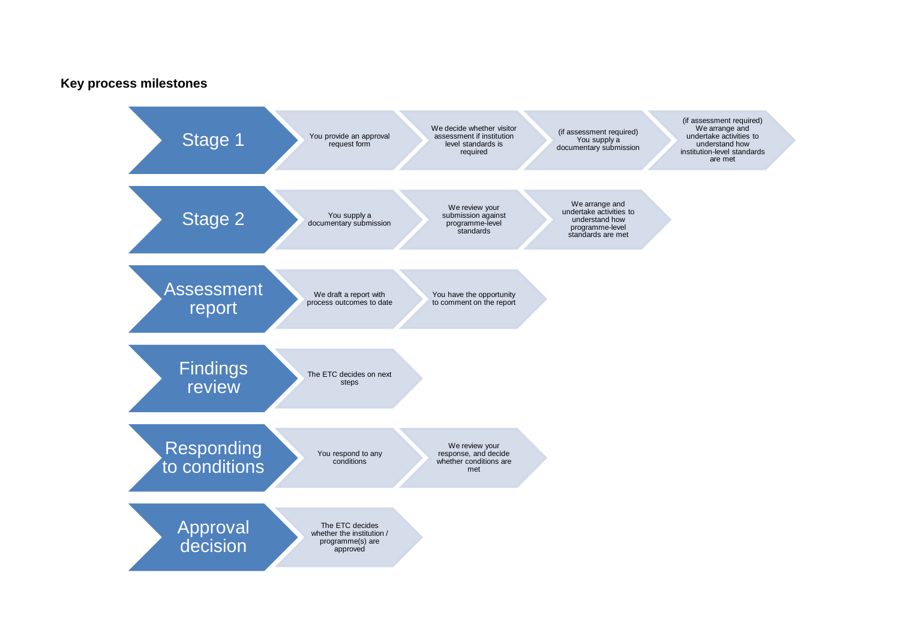**Key process milestones**

**Stage 1**

- You provide an approval request form
- We decide whether visitor assessment if institution level standards is required
- (if assessment required) You supply a documentary submission
- (if assessment required) We arrange and undertake activities to understand how institution-level standards are met

**Stage 2**

- You supply a documentary submission
- We review your submission against programme-level standards
- We arrange and undertake activities to understand how programme-level standards are met

**Assessment report**

- We draft a report with process outcomes to date
- You have the opportunity to comment on the report

**Findings review**

- The ETC decides on next steps

**Responding to conditions**

- You respond to any conditions
- We review your response, and decide whether conditions are met

**Approval decision**

- The ETC decides whether the institution / programme(s) are approved